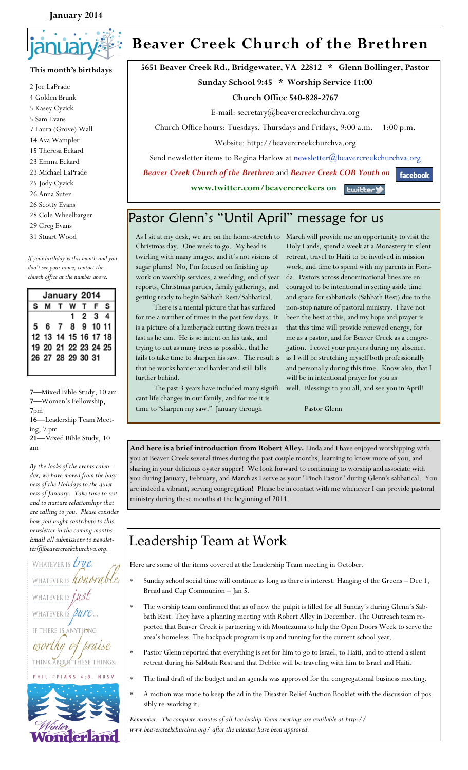January 2014

# Beaver Creek Church of the Brethren

**5651 Beaver Creek Rd., Bridgewater, VA 22812 * Glenn Bollinger, Pastor**

**Sunday School 9:45 * Worship Service 11:00**

**Church Office 540-828-2767**

E-mail: secretary@beavercreekchurchva.org

Church Office hours: Tuesdays, Thursdays and Fridays, 9:00 a.m.—1:00 p.m.

Website: http://beavercreekchurchva.org

Send newsletter items to Regina Harlow at newsletter@beavercreekchurchva.org

***Beaver Creek Church of the Brethren*** and ***Beaver Creek COB Youth on*** facebook

**www.twitter.com/beavercreekers on** twitter

## Pastor Glenn's "Until April" message for us

As I sit at my desk, we are on the home-stretch to Christmas day. One week to go. My head is twirling with many images, and it's not visions of sugar plums! No, I'm focused on finishing up work on worship services, a wedding, end of year reports, Christmas parties, family gatherings, and getting ready to begin Sabbath Rest/Sabbatical.

There is a mental picture that has surfaced for me a number of times in the past few days. It is a picture of a lumberjack cutting down trees as fast as he can. He is so intent on his task, and trying to cut as many trees as possible, that he fails to take time to sharpen his saw. The result is that he works harder and harder and still falls further behind.

The past 3 years have included many significant life changes in our family, and for me it is time to "sharpen my saw." January through March will provide me an opportunity to visit the Holy Lands, spend a week at a Monastery in silent retreat, travel to Haiti to be involved in mission work, and time to spend with my parents in Florida. Pastors across denominational lines are encouraged to be intentional in setting aside time and space for sabbaticals (Sabbath Rest) due to the non-stop nature of pastoral ministry. I have not been the best at this, and my hope and prayer is that this time will provide renewed energy, for me as a pastor, and for Beaver Creek as a congregation. I covet your prayers during my absence, as I will be stretching myself both professionally and personally during this time. Know also, that I will be in intentional prayer for you as well. Blessings to you all, and see you in April!

Pastor Glenn

**And here is a brief introduction from Robert Alley.** Linda and I have enjoyed worshipping with you at Beaver Creek several times during the past couple months, learning to know more of you, and sharing in your delicious oyster supper! We look forward to continuing to worship and associate with you during January, February, and March as I serve as your "Pinch Pastor" during Glenn's sabbatical. You are indeed a vibrant, serving congregation! Please be in contact with me whenever I can provide pastoral ministry during these months at the beginning of 2014.

## Leadership Team at Work

Here are some of the items covered at the Leadership Team meeting in October.

* Sunday school social time will continue as long as there is interest. Hanging of the Greens – Dec 1, Bread and Cup Communion – Jan 5.
* The worship team confirmed that as of now the pulpit is filled for all Sunday's during Glenn's Sabbath Rest. They have a planning meeting with Robert Alley in December. The Outreach team reported that Beaver Creek is partnering with Montezuma to help the Open Doors Week to serve the area's homeless. The backpack program is up and running for the current school year.
* Pastor Glenn reported that everything is set for him to go to Israel, to Haiti, and to attend a silent retreat during his Sabbath Rest and that Debbie will be traveling with him to Israel and Haiti.
* The final draft of the budget and an agenda was approved for the congregational business meeting.
* A motion was made to keep the ad in the Disaster Relief Auction Booklet with the discussion of possibly re-working it.

*Remember: The complete minutes of all Leadership Team meetings are available at http://www.beavercreekchurchva.org/ after the minutes have been approved.*

### This month's birthdays

2 Joe LaPrade
4 Golden Brunk
5 Kasey Cyzick
5 Sam Evans
7 Laura (Grove) Wall
14 Ava Wampler
15 Theresa Eckard
23 Emma Eckard
23 Michael LaPrade
25 Jody Cyzick
26 Anna Suter
26 Scotty Evans
28 Cole Wheelbarger
29 Greg Evans
31 Stuart Wood

*If your birthday is this month and you don't see your name, contact the church office at the number above.*

| January 2014 | | | | | | |
|---|---|---|---|---|---|---|
| S | M | T | W | T | F | S |
| | | | 1 | 2 | 3 | 4 |
| 5 | 6 | 7 | 8 | 9 | 10 | 11 |
| 12 | 13 | 14 | 15 | 16 | 17 | 18 |
| 19 | 20 | 21 | 22 | 23 | 24 | 25 |
| 26 | 27 | 28 | 29 | 30 | 31 | |

**7**—Mixed Bible Study, 10 am
**7**—Women's Fellowship, 7pm
**16**—Leadership Team Meeting, 7 pm
**21**—Mixed Bible Study, 10 am

*By the looks of the events calendar, we have moved from the busyness of the Holidays to the quietness of January. Take time to rest and to nurture relationships that are calling to you. Please consider how you might contribute to this newsletter in the coming months. Email all submissions to newsletter@beavercreekchurchva.org.*

WHATEVER IS *true*, WHATEVER IS *honorable*, WHATEVER IS *just*, WHATEVER IS *pure*... IF THERE IS ANYTHING *worthy of praise*, THINK ABOUT THESE THINGS.
PHILIPPIANS 4:8, NRSV

*Winter* Wonderland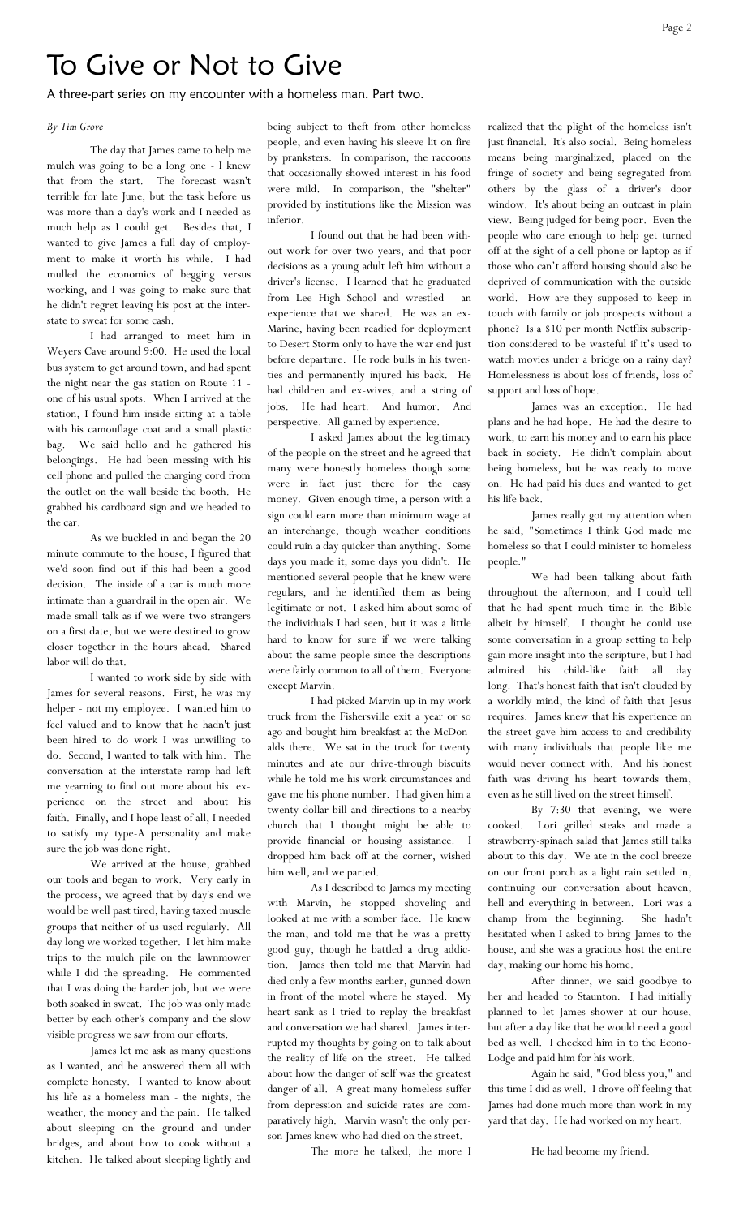# To Give or Not to Give

A three-part series on my encounter with a homeless man. Part two.

*By Tim Grove*

The day that James came to help me mulch was going to be a long one - I knew that from the start. The forecast wasn't terrible for late June, but the task before us was more than a day's work and I needed as much help as I could get. Besides that, I wanted to give James a full day of employment to make it worth his while. I had mulled the economics of begging versus working, and I was going to make sure that he didn't regret leaving his post at the interstate to sweat for some cash.

I had arranged to meet him in Weyers Cave around 9:00. He used the local bus system to get around town, and had spent the night near the gas station on Route 11 - one of his usual spots. When I arrived at the station, I found him inside sitting at a table with his camouflage coat and a small plastic bag. We said hello and he gathered his belongings. He had been messing with his cell phone and pulled the charging cord from the outlet on the wall beside the booth. He grabbed his cardboard sign and we headed to the car.

As we buckled in and began the 20 minute commute to the house, I figured that we'd soon find out if this had been a good decision. The inside of a car is much more intimate than a guardrail in the open air. We made small talk as if we were two strangers on a first date, but we were destined to grow closer together in the hours ahead. Shared labor will do that.

I wanted to work side by side with James for several reasons. First, he was my helper - not my employee. I wanted him to feel valued and to know that he hadn't just been hired to do work I was unwilling to do. Second, I wanted to talk with him. The conversation at the interstate ramp had left me yearning to find out more about his experience on the street and about his faith. Finally, and I hope least of all, I needed to satisfy my type-A personality and make sure the job was done right.

We arrived at the house, grabbed our tools and began to work. Very early in the process, we agreed that by day's end we would be well past tired, having taxed muscle groups that neither of us used regularly. All day long we worked together. I let him make trips to the mulch pile on the lawnmower while I did the spreading. He commented that I was doing the harder job, but we were both soaked in sweat. The job was only made better by each other's company and the slow visible progress we saw from our efforts.

James let me ask as many questions as I wanted, and he answered them all with complete honesty. I wanted to know about his life as a homeless man - the nights, the weather, the money and the pain. He talked about sleeping on the ground and under bridges, and about how to cook without a kitchen. He talked about sleeping lightly and being subject to theft from other homeless people, and even having his sleeve lit on fire by pranksters. In comparison, the raccoons that occasionally showed interest in his food were mild. In comparison, the "shelter" provided by institutions like the Mission was inferior.

I found out that he had been without work for over two years, and that poor decisions as a young adult left him without a driver's license. I learned that he graduated from Lee High School and wrestled - an experience that we shared. He was an ex-Marine, having been readied for deployment to Desert Storm only to have the war end just before departure. He rode bulls in his twenties and permanently injured his back. He had children and ex-wives, and a string of jobs. He had heart. And humor. And perspective. All gained by experience.

I asked James about the legitimacy of the people on the street and he agreed that many were honestly homeless though some were in fact just there for the easy money. Given enough time, a person with a sign could earn more than minimum wage at an interchange, though weather conditions could ruin a day quicker than anything. Some days you made it, some days you didn't. He mentioned several people that he knew were regulars, and he identified them as being legitimate or not. I asked him about some of the individuals I had seen, but it was a little hard to know for sure if we were talking about the same people since the descriptions were fairly common to all of them. Everyone except Marvin.

I had picked Marvin up in my work truck from the Fishersville exit a year or so ago and bought him breakfast at the McDonalds there. We sat in the truck for twenty minutes and ate our drive-through biscuits while he told me his work circumstances and gave me his phone number. I had given him a twenty dollar bill and directions to a nearby church that I thought might be able to provide financial or housing assistance. I dropped him back off at the corner, wished him well, and we parted.

As I described to James my meeting with Marvin, he stopped shoveling and looked at me with a somber face. He knew the man, and told me that he was a pretty good guy, though he battled a drug addiction. James then told me that Marvin had died only a few months earlier, gunned down in front of the motel where he stayed. My heart sank as I tried to replay the breakfast and conversation we had shared. James interrupted my thoughts by going on to talk about the reality of life on the street. He talked about how the danger of self was the greatest danger of all. A great many homeless suffer from depression and suicide rates are comparatively high. Marvin wasn't the only person James knew who had died on the street.

The more he talked, the more I realized that the plight of the homeless isn't just financial. It's also social. Being homeless means being marginalized, placed on the fringe of society and being segregated from others by the glass of a driver's door window. It's about being an outcast in plain view. Being judged for being poor. Even the people who care enough to help get turned off at the sight of a cell phone or laptop as if those who can't afford housing should also be deprived of communication with the outside world. How are they supposed to keep in touch with family or job prospects without a phone? Is a $10 per month Netflix subscription considered to be wasteful if it's used to watch movies under a bridge on a rainy day? Homelessness is about loss of friends, loss of support and loss of hope.

James was an exception. He had plans and he had hope. He had the desire to work, to earn his money and to earn his place back in society. He didn't complain about being homeless, but he was ready to move on. He had paid his dues and wanted to get his life back.

James really got my attention when he said, "Sometimes I think God made me homeless so that I could minister to homeless people."

We had been talking about faith throughout the afternoon, and I could tell that he had spent much time in the Bible albeit by himself. I thought he could use some conversation in a group setting to help gain more insight into the scripture, but I had admired his child-like faith all day long. That's honest faith that isn't clouded by a worldly mind, the kind of faith that Jesus requires. James knew that his experience on the street gave him access to and credibility with many individuals that people like me would never connect with. And his honest faith was driving his heart towards them, even as he still lived on the street himself.

By 7:30 that evening, we were cooked. Lori grilled steaks and made a strawberry-spinach salad that James still talks about to this day. We ate in the cool breeze on our front porch as a light rain settled in, continuing our conversation about heaven, hell and everything in between. Lori was a champ from the beginning. She hadn't hesitated when I asked to bring James to the house, and she was a gracious host the entire day, making our home his home.

After dinner, we said goodbye to her and headed to Staunton. I had initially planned to let James shower at our house, but after a day like that he would need a good bed as well. I checked him in to the Econo-Lodge and paid him for his work.

Again he said, "God bless you," and this time I did as well. I drove off feeling that James had done much more than work in my yard that day. He had worked on my heart.

He had become my friend.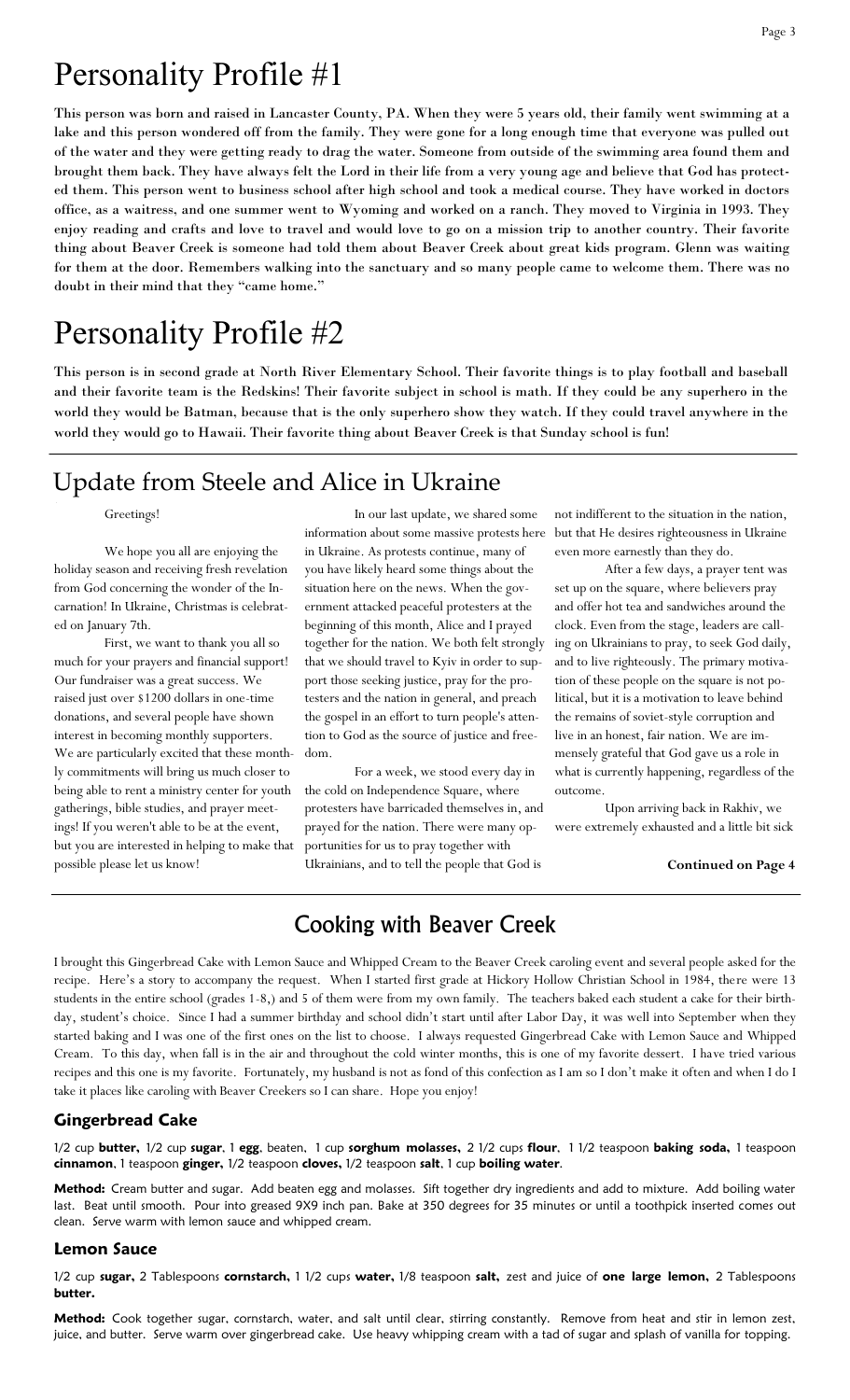# Personality Profile #1

**This person was born and raised in Lancaster County, PA. When they were 5 years old, their family went swimming at a lake and this person wondered off from the family. They were gone for a long enough time that everyone was pulled out of the water and they were getting ready to drag the water. Someone from outside of the swimming area found them and brought them back. They have always felt the Lord in their life from a very young age and believe that God has protected them. This person went to business school after high school and took a medical course. They have worked in doctors office, as a waitress, and one summer went to Wyoming and worked on a ranch. They moved to Virginia in 1993. They enjoy reading and crafts and love to travel and would love to go on a mission trip to another country. Their favorite thing about Beaver Creek is someone had told them about Beaver Creek about great kids program. Glenn was waiting for them at the door. Remembers walking into the sanctuary and so many people came to welcome them. There was no doubt in their mind that they "came home."**

# Personality Profile #2

**This person is in second grade at North River Elementary School. Their favorite things is to play football and baseball and their favorite team is the Redskins! Their favorite subject in school is math. If they could be any superhero in the world they would be Batman, because that is the only superhero show they watch. If they could travel anywhere in the world they would go to Hawaii. Their favorite thing about Beaver Creek is that Sunday school is fun!**

## Update from Steele and Alice in Ukraine

Greetings!

We hope you all are enjoying the holiday season and receiving fresh revelation from God concerning the wonder of the Incarnation! In Ukraine, Christmas is celebrated on January 7th.

First, we want to thank you all so much for your prayers and financial support! Our fundraiser was a great success. We raised just over $1200 dollars in one-time donations, and several people have shown interest in becoming monthly supporters. We are particularly excited that these monthly commitments will bring us much closer to being able to rent a ministry center for youth gatherings, bible studies, and prayer meetings! If you weren't able to be at the event, but you are interested in helping to make that possible please let us know!

In our last update, we shared some information about some massive protests here in Ukraine. As protests continue, many of you have likely heard some things about the situation here on the news. When the government attacked peaceful protesters at the beginning of this month, Alice and I prayed together for the nation. We both felt strongly that we should travel to Kyiv in order to support those seeking justice, pray for the protesters and the nation in general, and preach the gospel in an effort to turn people's attention to God as the source of justice and freedom.

For a week, we stood every day in the cold on Independence Square, where protesters have barricaded themselves in, and prayed for the nation. There were many opportunities for us to pray together with Ukrainians, and to tell the people that God is not indifferent to the situation in the nation, but that He desires righteousness in Ukraine even more earnestly than they do.

After a few days, a prayer tent was set up on the square, where believers pray and offer hot tea and sandwiches around the clock. Even from the stage, leaders are calling on Ukrainians to pray, to seek God daily, and to live righteously. The primary motivation of these people on the square is not political, but it is a motivation to leave behind the remains of soviet-style corruption and live in an honest, fair nation. We are immensely grateful that God gave us a role in what is currently happening, regardless of the outcome.

Upon arriving back in Rakhiv, we were extremely exhausted and a little bit sick

**Continued on Page 4**

## Cooking with Beaver Creek

I brought this Gingerbread Cake with Lemon Sauce and Whipped Cream to the Beaver Creek caroling event and several people asked for the recipe. Here's a story to accompany the request. When I started first grade at Hickory Hollow Christian School in 1984, there were 13 students in the entire school (grades 1-8,) and 5 of them were from my own family. The teachers baked each student a cake for their birthday, student's choice. Since I had a summer birthday and school didn't start until after Labor Day, it was well into September when they started baking and I was one of the first ones on the list to choose. I always requested Gingerbread Cake with Lemon Sauce and Whipped Cream. To this day, when fall is in the air and throughout the cold winter months, this is one of my favorite desserts. I have tried various recipes and this one is my favorite. Fortunately, my husband is not as fond of this confection as I am so I don't make it often and when I do I take it places like caroling with Beaver Creekers so I can share. Hope you enjoy!

### Gingerbread Cake

1/2 cup **butter,** 1/2 cup **sugar**, 1 **egg**, beaten, 1 cup **sorghum molasses,** 2 1/2 cups **flour**, 1 1/2 teaspoon **baking soda,** 1 teaspoon **cinnamon**, 1 teaspoon **ginger,** 1/2 teaspoon **cloves,** 1/2 teaspoon **salt**, 1 cup **boiling water**.

**Method:** Cream butter and sugar. Add beaten egg and molasses. Sift together dry ingredients and add to mixture. Add boiling water last. Beat until smooth. Pour into greased 9X9 inch pan. Bake at 350 degrees for 35 minutes or until a toothpick inserted comes out clean. Serve warm with lemon sauce and whipped cream.

### Lemon Sauce

1/2 cup **sugar,** 2 Tablespoons **cornstarch,** 1 1/2 cups **water,** 1/8 teaspoon **salt,** zest and juice of **one large lemon,** 2 Tablespoons **butter.**

**Method:** Cook together sugar, cornstarch, water, and salt until clear, stirring constantly. Remove from heat and stir in lemon zest, juice, and butter. Serve warm over gingerbread cake. Use heavy whipping cream with a tad of sugar and splash of vanilla for topping.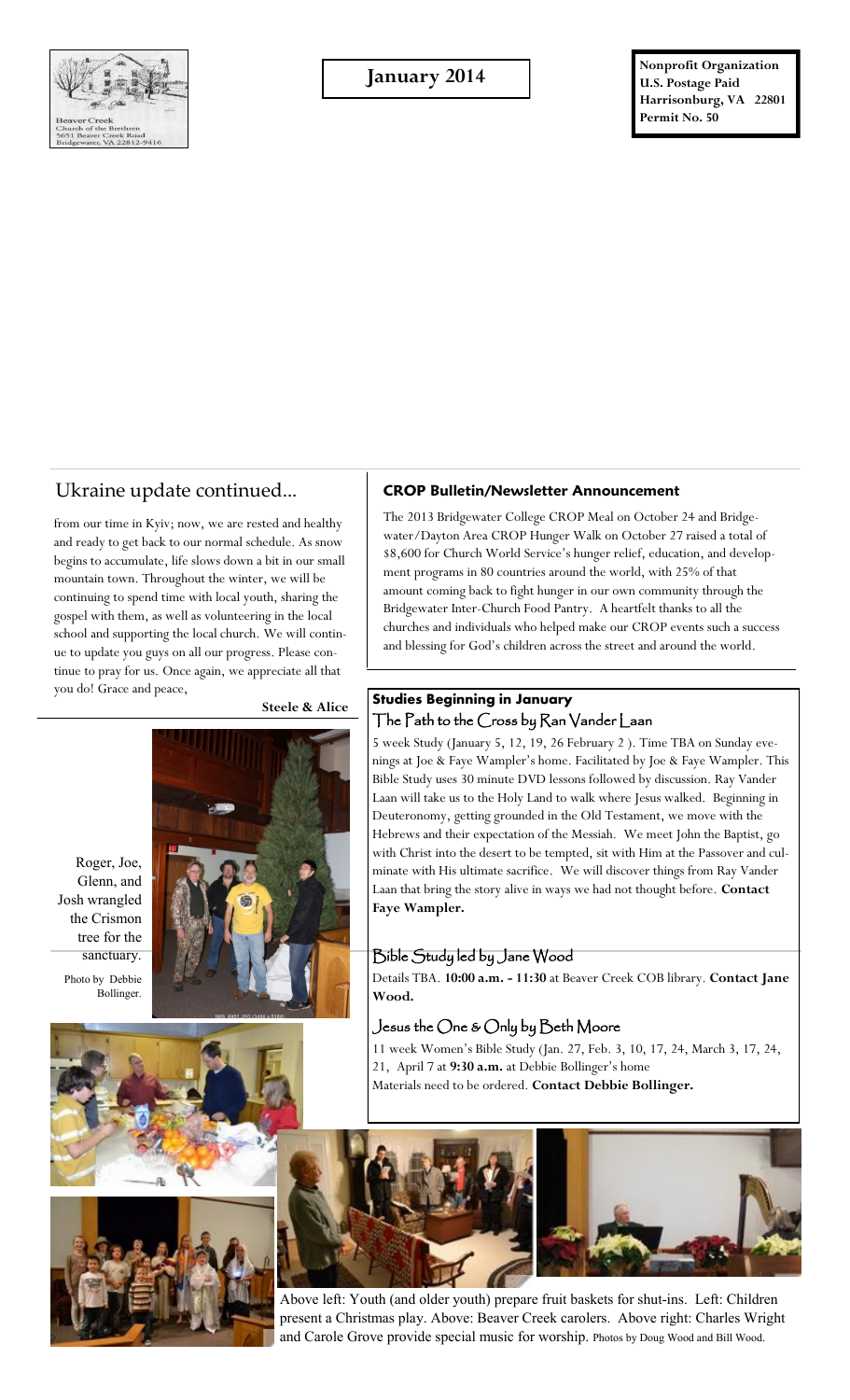Beaver Creek
Church of the Brethren
5651 Beaver Creek Road
Bridgewater, VA 22812-9416

**January 2014**

**Nonprofit Organization**
**U.S. Postage Paid**
**Harrisonburg, VA 22801**
**Permit No. 50**

## Ukraine update continued...

from our time in Kyiv; now, we are rested and healthy and ready to get back to our normal schedule. As snow begins to accumulate, life slows down a bit in our small mountain town. Throughout the winter, we will be continuing to spend time with local youth, sharing the gospel with them, as well as volunteering in the local school and supporting the local church. We will continue to update you guys on all our progress. Please continue to pray for us. Once again, we appreciate all that you do! Grace and peace,

**Steele & Alice**

Roger, Joe, Glenn, and Josh wrangled the Crismon tree for the sanctuary.

Photo by Debbie Bollinger.

### CROP Bulletin/Newsletter Announcement

The 2013 Bridgewater College CROP Meal on October 24 and Bridgewater/Dayton Area CROP Hunger Walk on October 27 raised a total of $8,600 for Church World Service's hunger relief, education, and development programs in 80 countries around the world, with 25% of that amount coming back to fight hunger in our own community through the Bridgewater Inter-Church Food Pantry. A heartfelt thanks to all the churches and individuals who helped make our CROP events such a success and blessing for God's children across the street and around the world.

### Studies Beginning in January

#### The Path to the Cross by Ran Vander Laan

5 week Study (January 5, 12, 19, 26 February 2 ). Time TBA on Sunday evenings at Joe & Faye Wampler's home. Facilitated by Joe & Faye Wampler. This Bible Study uses 30 minute DVD lessons followed by discussion. Ray Vander Laan will take us to the Holy Land to walk where Jesus walked. Beginning in Deuteronomy, getting grounded in the Old Testament, we move with the Hebrews and their expectation of the Messiah. We meet John the Baptist, go with Christ into the desert to be tempted, sit with Him at the Passover and culminate with His ultimate sacrifice. We will discover things from Ray Vander Laan that bring the story alive in ways we had not thought before. **Contact Faye Wampler.**

#### Bible Study led by Jane Wood

Details TBA. **10:00 a.m. - 11:30** at Beaver Creek COB library. **Contact Jane Wood.**

#### Jesus the One & Only by Beth Moore

11 week Women's Bible Study (Jan. 27, Feb. 3, 10, 17, 24, March 3, 17, 24, 21, April 7 at **9:30 a.m.** at Debbie Bollinger's home
Materials need to be ordered. **Contact Debbie Bollinger.**

Above left: Youth (and older youth) prepare fruit baskets for shut-ins. Left: Children present a Christmas play. Above: Beaver Creek carolers. Above right: Charles Wright and Carole Grove provide special music for worship. Photos by Doug Wood and Bill Wood.